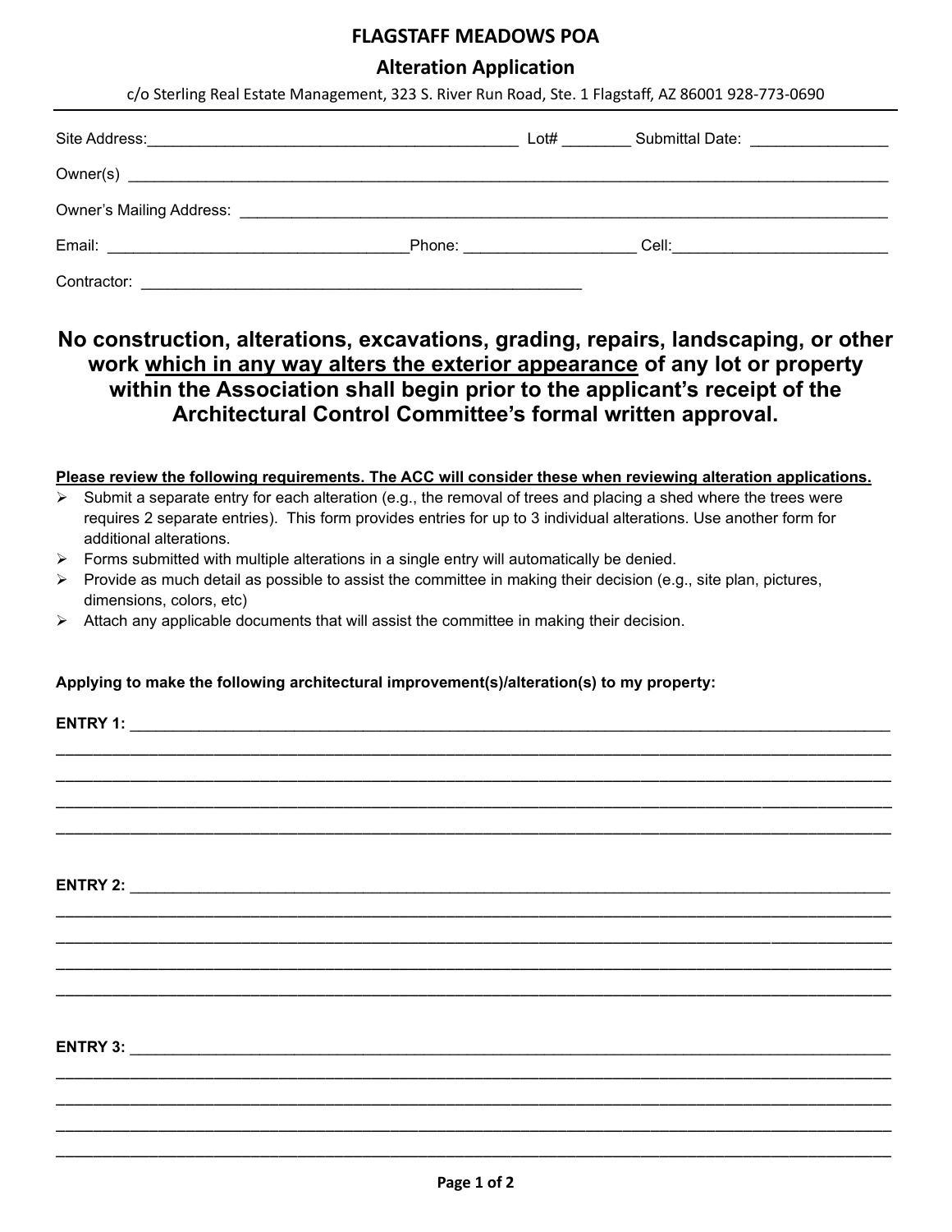# FLAGSTAFF MEADOWS POA

## Alteration Application

c/o Sterling Real Estate Management, 323 S. River Run Road, Ste. 1 Flagstaff, AZ 86001 928-773-0690

Site Address:___________________________________________ Lot# ________ Submittal Date: ________________

Owner(s) ___________________________________________________________________________________

Owner's Mailing Address: _____________________________________________________________________

Email: __________________________________Phone: ___________________ Cell:_________________________

Contractor: ____________________________________________________

**No construction, alterations, excavations, grading, repairs, landscaping, or other work <u>which in any way alters the exterior appearance</u> of any lot or property within the Association shall begin prior to the applicant's receipt of the Architectural Control Committee's formal written approval.**

**<u>Please review the following requirements. The ACC will consider these when reviewing alteration applications.</u>**

- Submit a separate entry for each alteration (e.g., the removal of trees and placing a shed where the trees were requires 2 separate entries). This form provides entries for up to 3 individual alterations. Use another form for additional alterations.
- Forms submitted with multiple alterations in a single entry will automatically be denied.
- Provide as much detail as possible to assist the committee in making their decision (e.g., site plan, pictures, dimensions, colors, etc)
- Attach any applicable documents that will assist the committee in making their decision.

**Applying to make the following architectural improvement(s)/alteration(s) to my property:**

**ENTRY 1:** ___________________________________________________________________________________

_____________________________________________________________________________________________

_____________________________________________________________________________________________

_____________________________________________________________________________________________

_____________________________________________________________________________________________

**ENTRY 2:** ___________________________________________________________________________________

_____________________________________________________________________________________________

_____________________________________________________________________________________________

_____________________________________________________________________________________________

_____________________________________________________________________________________________

**ENTRY 3:** ___________________________________________________________________________________

_____________________________________________________________________________________________

_____________________________________________________________________________________________

_____________________________________________________________________________________________

_____________________________________________________________________________________________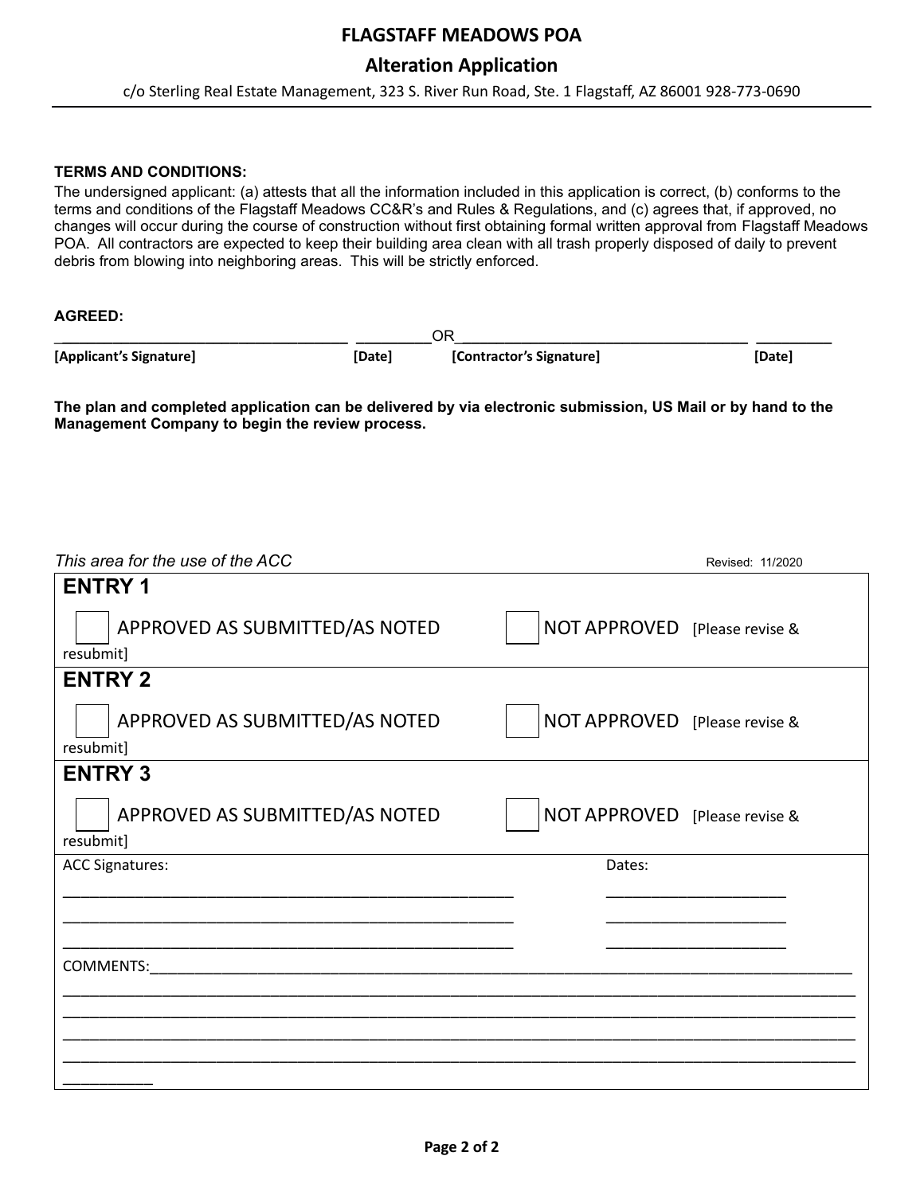# FLAGSTAFF MEADOWS POA

## Alteration Application

c/o Sterling Real Estate Management, 323 S. River Run Road, Ste. 1 Flagstaff, AZ 86001 928-773-0690

**TERMS AND CONDITIONS:**

The undersigned applicant: (a) attests that all the information included in this application is correct, (b) conforms to the terms and conditions of the Flagstaff Meadows CC&R's and Rules & Regulations, and (c) agrees that, if approved, no changes will occur during the course of construction without first obtaining formal written approval from Flagstaff Meadows POA. All contractors are expected to keep their building area clean with all trash properly disposed of daily to prevent debris from blowing into neighboring areas. This will be strictly enforced.

**AGREED:**

_________________________________ ________ OR _________________________________ ________

**[Applicant's Signature]** **[Date]** **[Contractor's Signature]** **[Date]**

**The plan and completed application can be delivered by via electronic submission, US Mail or by hand to the Management Company to begin the review process.**

*This area for the use of the ACC*

Revised: 11/2020

**ENTRY 1**

☐ APPROVED AS SUBMITTED/AS NOTED ☐ NOT APPROVED [Please revise & resubmit]

**ENTRY 2**

☐ APPROVED AS SUBMITTED/AS NOTED ☐ NOT APPROVED [Please revise & resubmit]

**ENTRY 3**

☐ APPROVED AS SUBMITTED/AS NOTED ☐ NOT APPROVED [Please revise & resubmit]

ACC Signatures: Dates:

_______________________________________________ ____________________

_______________________________________________ ____________________

_______________________________________________ ____________________

COMMENTS:_____________________________________________________________________________

_______________________________________________________________________________________

_______________________________________________________________________________________

_______________________________________________________________________________________

_______________________________________________________________________________________

__________